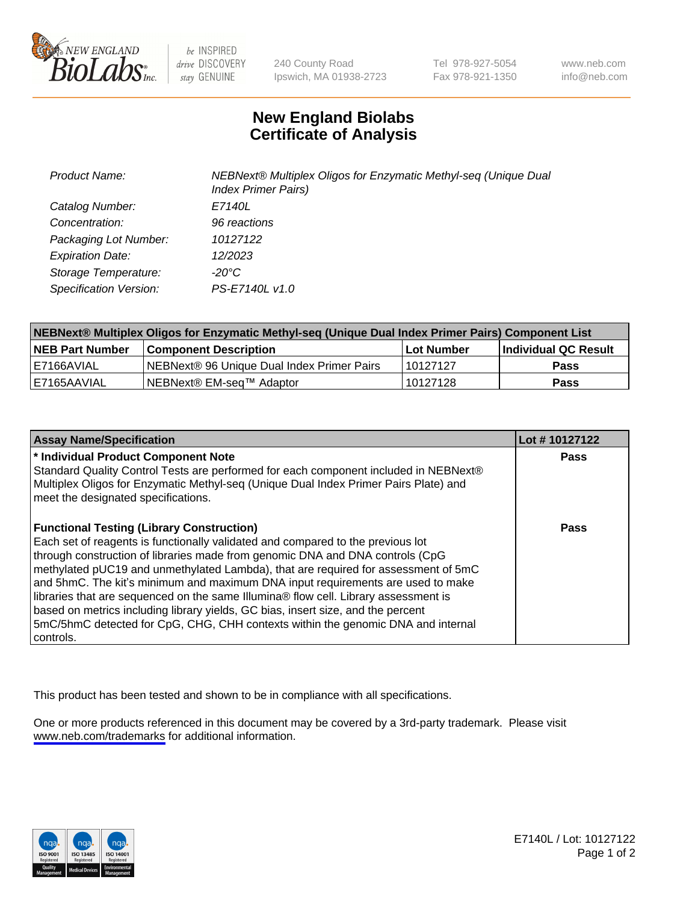New England BioLabs Inc. — be INSPIRED drive DISCOVERY stay GENUINE

240 County Road
Ipswich, MA 01938-2723

Tel 978-927-5054
Fax 978-921-1350

www.neb.com
info@neb.com

# New England Biolabs
# Certificate of Analysis

| | |
|---|---|
| *Product Name:* | *NEBNext® Multiplex Oligos for Enzymatic Methyl-seq (Unique Dual Index Primer Pairs)* |
| *Catalog Number:* | *E7140L* |
| *Concentration:* | *96 reactions* |
| *Packaging Lot Number:* | *10127122* |
| *Expiration Date:* | *12/2023* |
| *Storage Temperature:* | *-20°C* |
| *Specification Version:* | *PS-E7140L v1.0* |

| NEBNext® Multiplex Oligos for Enzymatic Methyl-seq (Unique Dual Index Primer Pairs) Component List | | | |
|---|---|---|---|
| **NEB Part Number** | **Component Description** | **Lot Number** | **Individual QC Result** |
| E7166AVIAL | NEBNext® 96 Unique Dual Index Primer Pairs | 10127127 | **Pass** |
| E7165AAVIAL | NEBNext® EM-seq™ Adaptor | 10127128 | **Pass** |

| Assay Name/Specification | Lot # 10127122 |
|---|---|
| **\* Individual Product Component Note**<br>Standard Quality Control Tests are performed for each component included in NEBNext® Multiplex Oligos for Enzymatic Methyl-seq (Unique Dual Index Primer Pairs Plate) and meet the designated specifications. | **Pass** |
| **Functional Testing (Library Construction)**<br>Each set of reagents is functionally validated and compared to the previous lot through construction of libraries made from genomic DNA and DNA controls (CpG methylated pUC19 and unmethylated Lambda), that are required for assessment of 5mC and 5hmC. The kit's minimum and maximum DNA input requirements are used to make libraries that are sequenced on the same Illumina® flow cell. Library assessment is based on metrics including library yields, GC bias, insert size, and the percent 5mC/5hmC detected for CpG, CHG, CHH contexts within the genomic DNA and internal controls. | **Pass** |

This product has been tested and shown to be in compliance with all specifications.

One or more products referenced in this document may be covered by a 3rd-party trademark. Please visit www.neb.com/trademarks for additional information.

E7140L / Lot: 10127122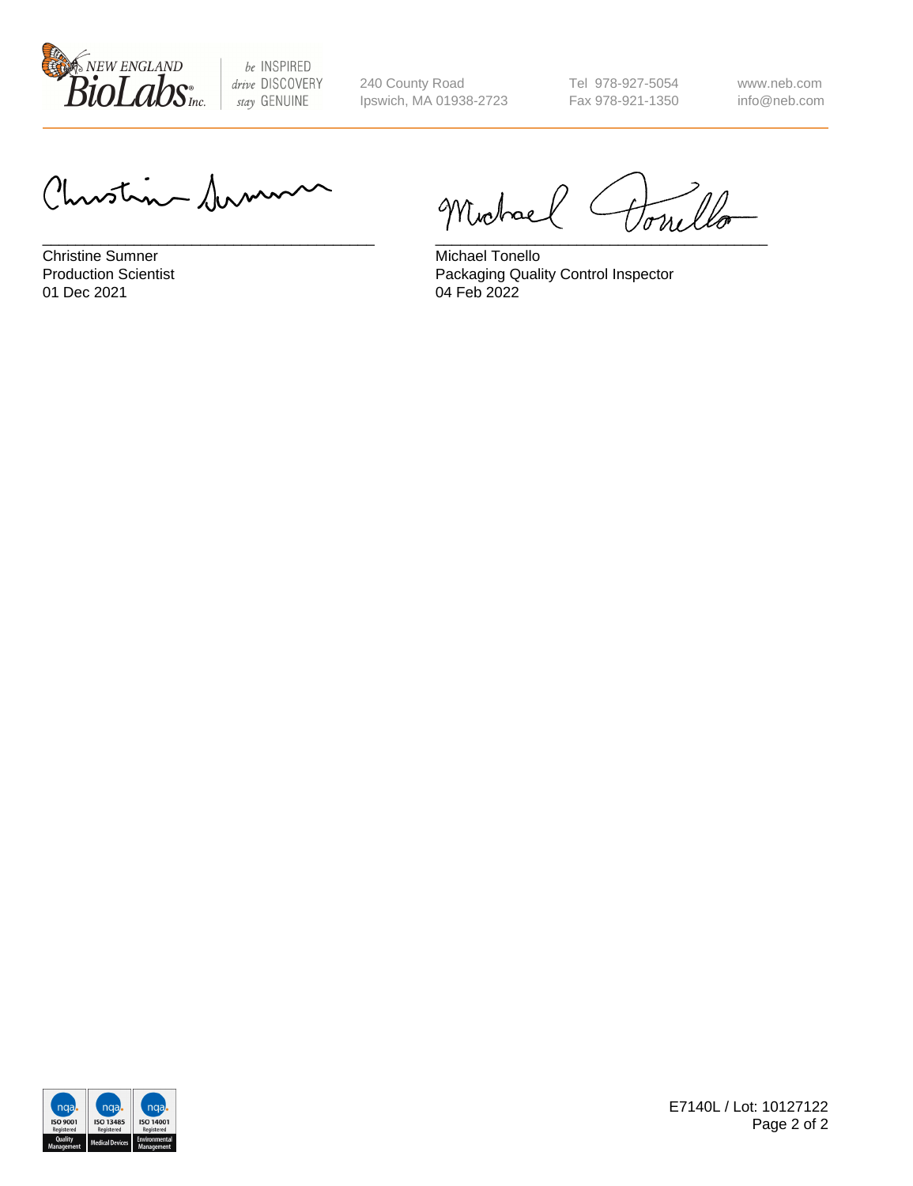240 County Road
Ipswich, MA 01938-2723

Tel 978-927-5054
Fax 978-921-1350

www.neb.com
info@neb.com

Christine Sumner
Production Scientist
01 Dec 2021

Michael Tonello
Packaging Quality Control Inspector
04 Feb 2022

E7140L / Lot: 10127122